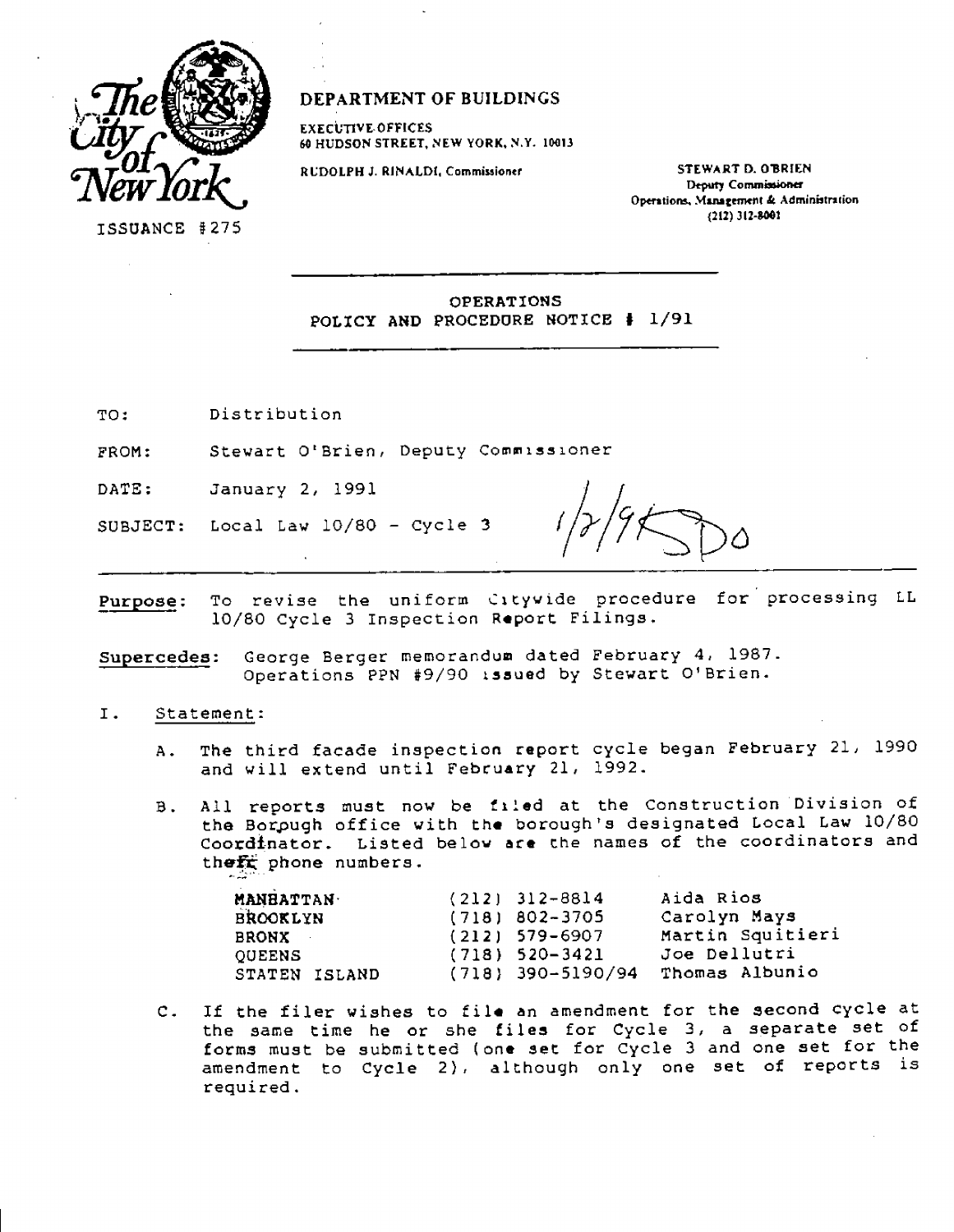The City of New York

ISSUANCE #275

**DEPARTMENT OF BUILDINGS**

EXECUTIVE OFFICES
60 HUDSON STREET, NEW YORK, N.Y. 10013

RUDOLPH J. RINALDI, Commissioner

STEWART D. O'BRIEN
Deputy Commissioner
Operations, Management & Administration
(212) 312-8001

---

OPERATIONS
POLICY AND PROCEDURE NOTICE # 1/91

---

TO: Distribution

FROM: Stewart O'Brien, Deputy Commissioner

DATE: January 2, 1991

SUBJECT: Local Law 10/80 - Cycle 3

1/2/91 SO

---

**Purpose:** To revise the uniform Citywide procedure for processing LL 10/80 Cycle 3 Inspection Report Filings.

**Supercedes:** George Berger memorandum dated February 4, 1987. Operations PPN #9/90 issued by Stewart O'Brien.

I. Statement:

A. The third facade inspection report cycle began February 21, 1990 and will extend until February 21, 1992.

B. All reports must now be filed at the Construction Division of the Borough office with the borough's designated Local Law 10/80 Coordinator. Listed below are the names of the coordinators and their phone numbers.

| | | |
|---|---|---|
| MANHATTAN | (212) 312-8814 | Aida Rios |
| BROOKLYN | (718) 802-3705 | Carolyn Mays |
| BRONX | (212) 579-6907 | Martin Squitieri |
| QUEENS | (718) 520-3421 | Joe Dellutri |
| STATEN ISLAND | (718) 390-5190/94 | Thomas Albunio |

C. If the filer wishes to file an amendment for the second cycle at the same time he or she files for Cycle 3, a separate set of forms must be submitted (one set for Cycle 3 and one set for the amendment to Cycle 2), although only one set of reports is required.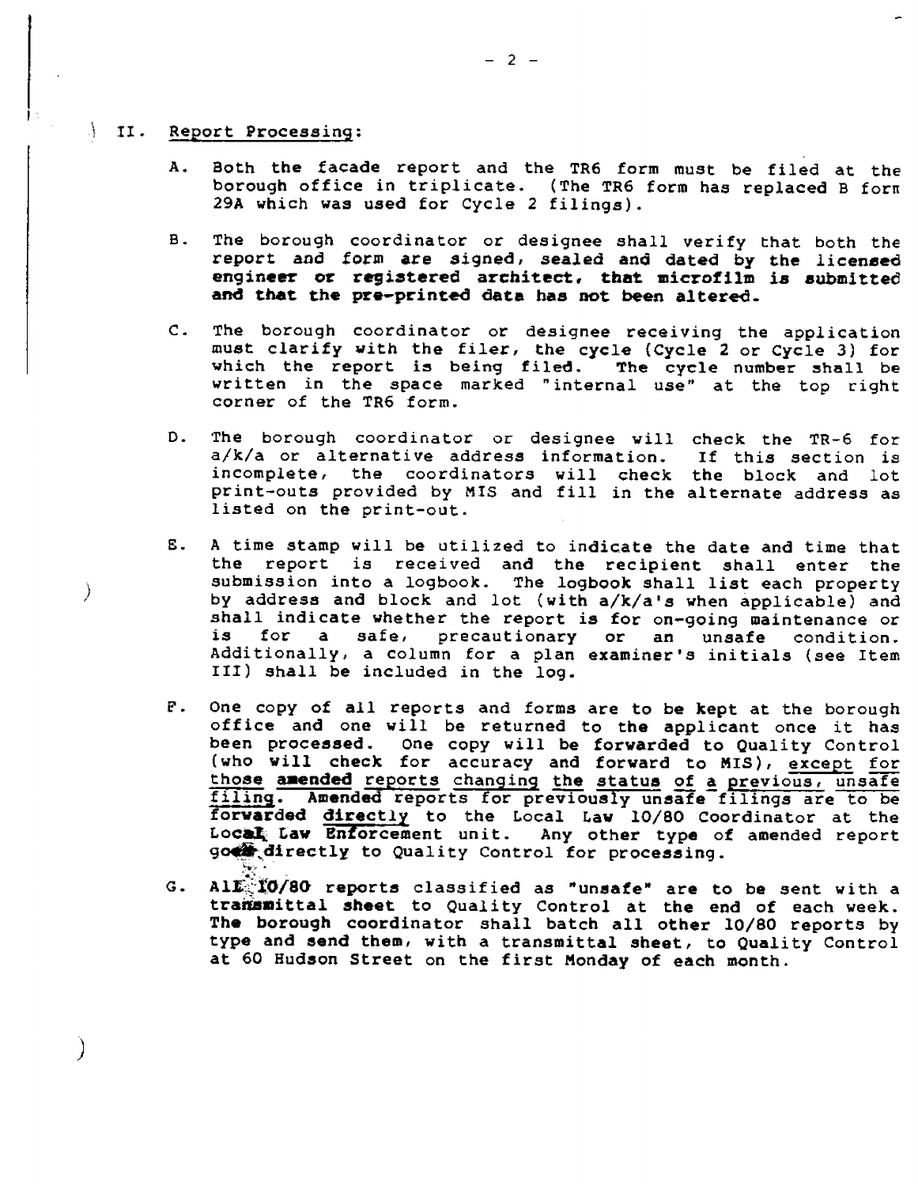## II. Report Processing:

A. Both the facade report and the TR6 form must be filed at the borough office in triplicate. (The TR6 form has replaced B form 29A which was used for Cycle 2 filings).

B. The borough coordinator or designee shall verify that both the report and form are signed, sealed and dated by the licensed engineer or registered architect, that microfilm is submitted and that the pre-printed data has not been altered.

C. The borough coordinator or designee receiving the application must clarify with the filer, the cycle (Cycle 2 or Cycle 3) for which the report is being filed. The cycle number shall be written in the space marked "internal use" at the top right corner of the TR6 form.

D. The borough coordinator or designee will check the TR-6 for a/k/a or alternative address information. If this section is incomplete, the coordinators will check the block and lot print-outs provided by MIS and fill in the alternate address as listed on the print-out.

E. A time stamp will be utilized to indicate the date and time that the report is received and the recipient shall enter the submission into a logbook. The logbook shall list each property by address and block and lot (with a/k/a's when applicable) and shall indicate whether the report is for on-going maintenance or is for a safe, precautionary or an unsafe condition. Additionally, a column for a plan examiner's initials (see Item III) shall be included in the log.

F. One copy of all reports and forms are to be kept at the borough office and one will be returned to the applicant once it has been processed. One copy will be forwarded to Quality Control (who will check for accuracy and forward to MIS), <u>except for those **amended** reports changing the status of a previous, unsafe filing</u>. Amended reports for previously unsafe filings are to be forwarded <u>directly</u> to the Local Law 10/80 Coordinator at the Local Law Enforcement unit. Any other type of amended report goes directly to Quality Control for processing.

G. All 10/80 reports classified as "unsafe" are to be sent with a transmittal sheet to Quality Control at the end of each week. The borough coordinator shall batch all other 10/80 reports by type and send them, with a transmittal sheet, to Quality Control at 60 Hudson Street on the first Monday of each month.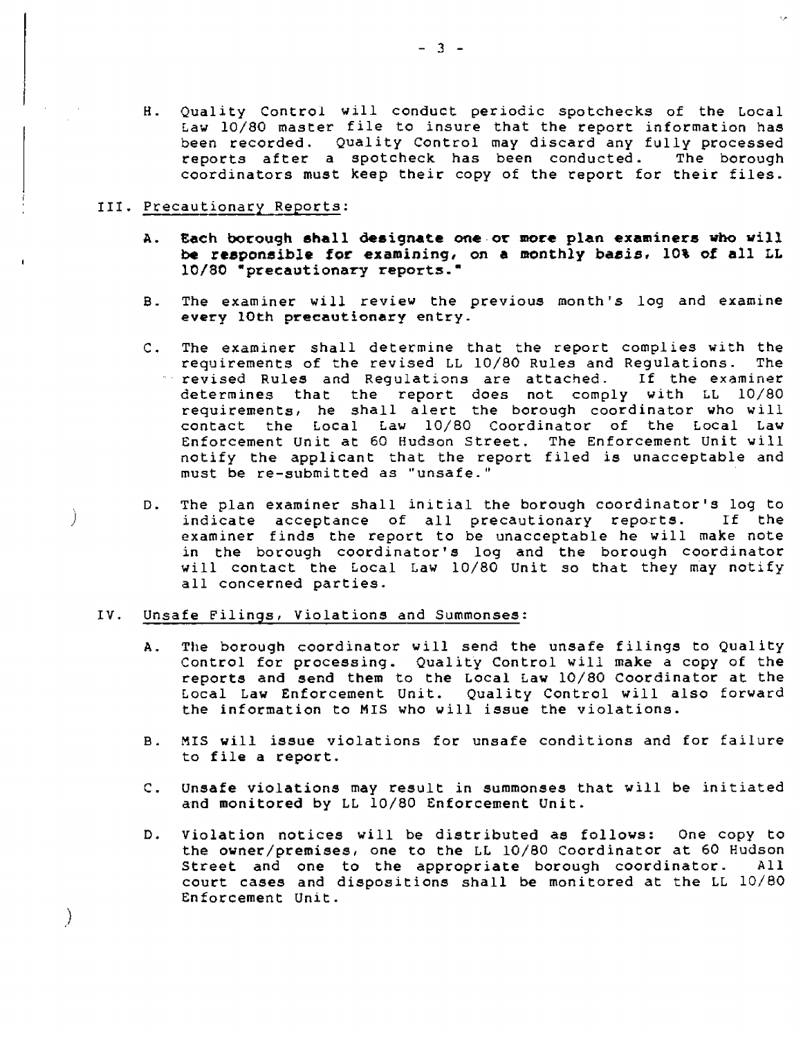H. Quality Control will conduct periodic spotchecks of the Local Law 10/80 master file to insure that the report information has been recorded. Quality Control may discard any fully processed reports after a spotcheck has been conducted. The borough coordinators must keep their copy of the report for their files.

III. Precautionary Reports:

A. **Each borough shall designate one or more plan examiners who will be responsible for examining, on a monthly basis, 10% of all LL 10/80 "precautionary reports."**

B. The examiner will review the previous month's log and examine every 10th precautionary entry.

C. The examiner shall determine that the report complies with the requirements of the revised LL 10/80 Rules and Regulations. The revised Rules and Regulations are attached. If the examiner determines that the report does not comply with LL 10/80 requirements, he shall alert the borough coordinator who will contact the Local Law 10/80 Coordinator of the Local Law Enforcement Unit at 60 Hudson Street. The Enforcement Unit will notify the applicant that the report filed is unacceptable and must be re-submitted as "unsafe."

D. The plan examiner shall initial the borough coordinator's log to indicate acceptance of all precautionary reports. If the examiner finds the report to be unacceptable he will make note in the borough coordinator's log and the borough coordinator will contact the Local Law 10/80 Unit so that they may notify all concerned parties.

IV. Unsafe Filings, Violations and Summonses:

A. The borough coordinator will send the unsafe filings to Quality Control for processing. Quality Control will make a copy of the reports and send them to the Local Law 10/80 Coordinator at the Local Law Enforcement Unit. Quality Control will also forward the information to MIS who will issue the violations.

B. MIS will issue violations for unsafe conditions and for failure to file a report.

C. Unsafe violations may result in summonses that will be initiated and monitored by LL 10/80 Enforcement Unit.

D. Violation notices will be distributed as follows: One copy to the owner/premises, one to the LL 10/80 Coordinator at 60 Hudson Street and one to the appropriate borough coordinator. All court cases and dispositions shall be monitored at the LL 10/80 Enforcement Unit.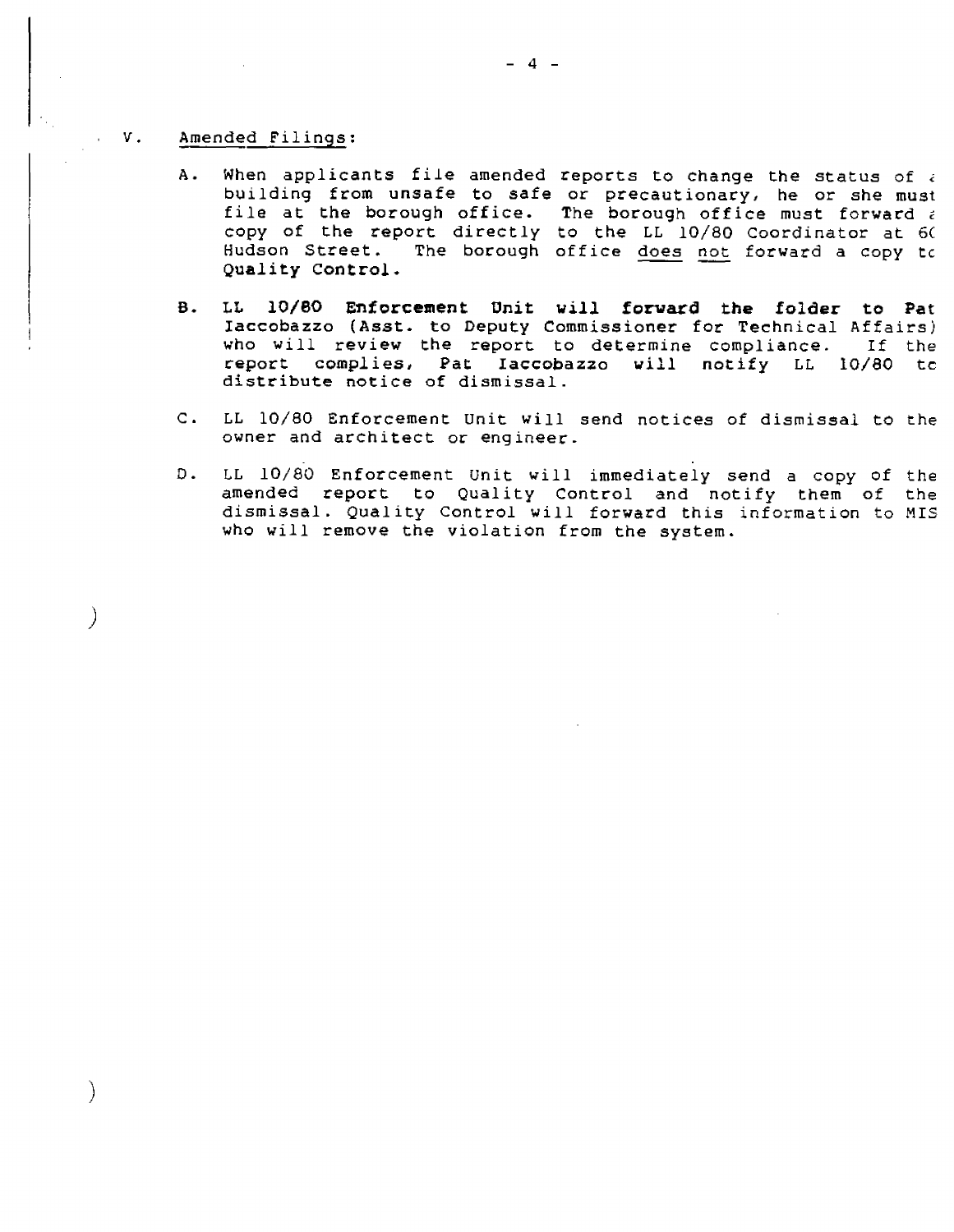## V. Amended Filings:

A. When applicants file amended reports to change the status of a building from unsafe to safe or precautionary, he or she must file at the borough office. The borough office must forward a copy of the report directly to the LL 10/80 Coordinator at 60 Hudson Street. The borough office does not forward a copy to Quality Control.

B. **LL 10/80 Enforcement Unit will forward the folder to Pat Iaccobazzo (Asst. to Deputy Commissioner for Technical Affairs)** who will review the report to determine compliance. If the report complies, Pat Iaccobazzo will notify LL 10/80 to distribute notice of dismissal.

C. LL 10/80 Enforcement Unit will send notices of dismissal to the owner and architect or engineer.

D. LL 10/80 Enforcement Unit will immediately send a copy of the amended report to Quality Control and notify them of the dismissal. Quality Control will forward this information to MIS who will remove the violation from the system.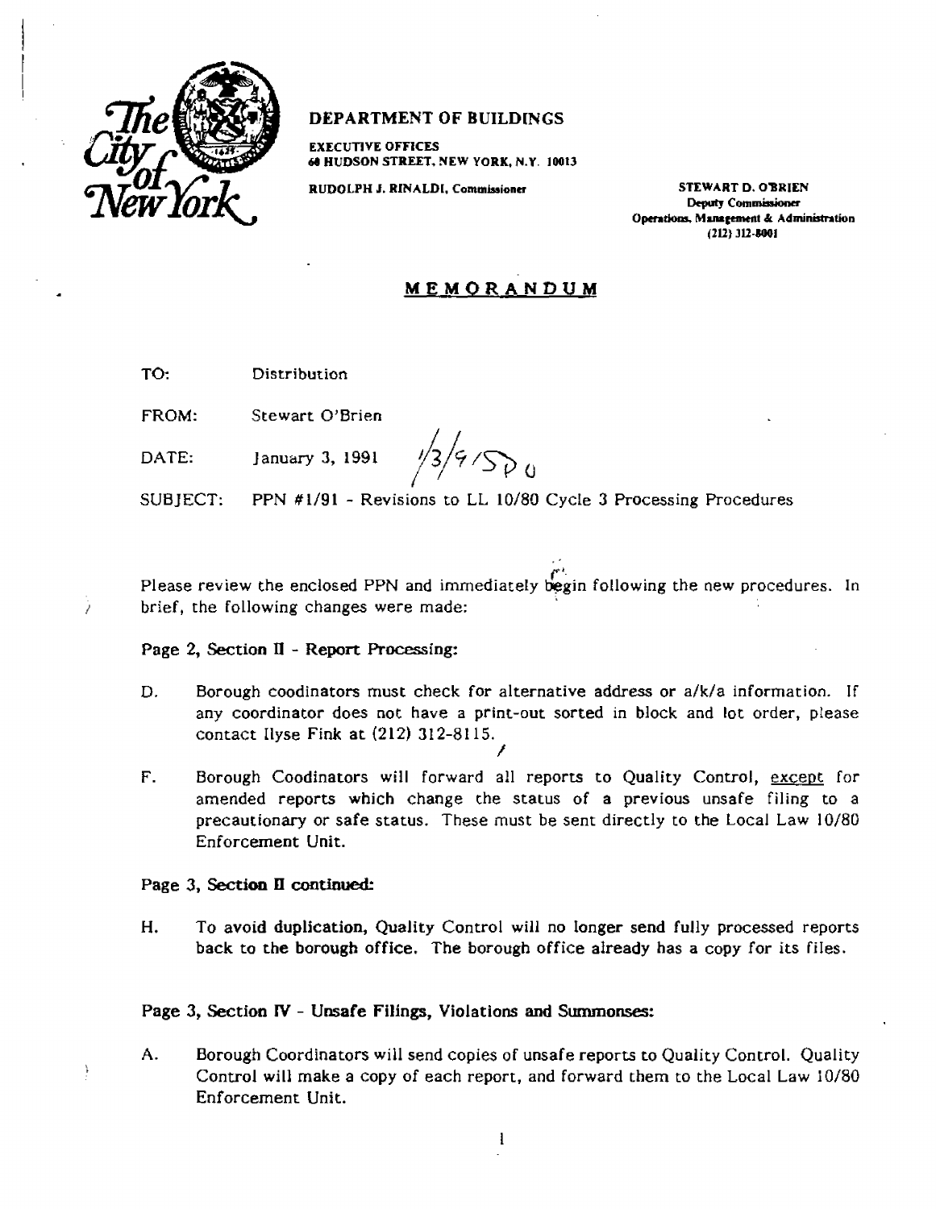**DEPARTMENT OF BUILDINGS**

EXECUTIVE OFFICES
60 HUDSON STREET, NEW YORK, N.Y. 10013

RUDOLPH J. RINALDI, Commissioner

STEWART D. O'BRIEN
Deputy Commissioner
Operations, Management & Administration
(212) 312-8001

# MEMORANDUM

TO: Distribution

FROM: Stewart O'Brien

DATE: January 3, 1991 1/3/9/SP0

SUBJECT: PPN #1/91 - Revisions to LL 10/80 Cycle 3 Processing Procedures

Please review the enclosed PPN and immediately begin following the new procedures. In brief, the following changes were made:

**Page 2, Section II - Report Processing:**

D. Borough coodinators must check for alternative address or a/k/a information. If any coordinator does not have a print-out sorted in block and lot order, please contact Ilyse Fink at (212) 312-8115.

F. Borough Coodinators will forward all reports to Quality Control, except for amended reports which change the status of a previous unsafe filing to a precautionary or safe status. These must be sent directly to the Local Law 10/80 Enforcement Unit.

**Page 3, Section II continued:**

H. To avoid duplication, Quality Control will no longer send fully processed reports back to the borough office. The borough office already has a copy for its files.

**Page 3, Section IV - Unsafe Filings, Violations and Summonses:**

A. Borough Coordinators will send copies of unsafe reports to Quality Control. Quality Control will make a copy of each report, and forward them to the Local Law 10/80 Enforcement Unit.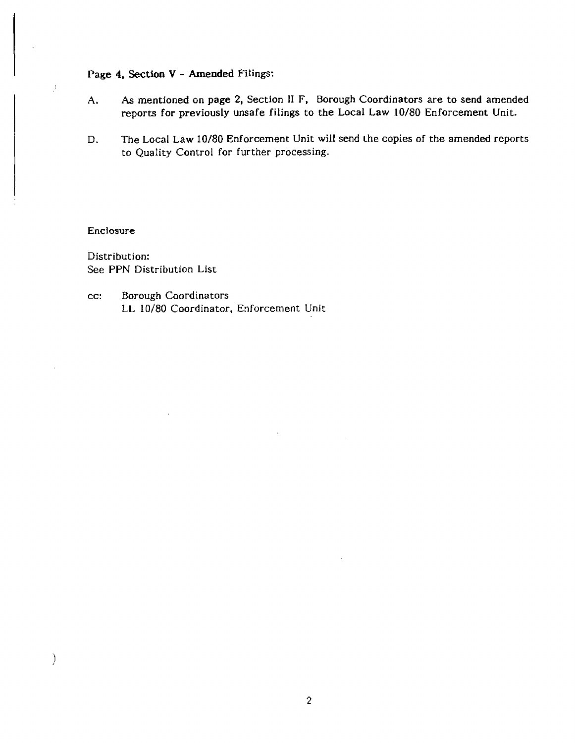**Page 4, Section V - Amended Filings:**

A. As mentioned on page 2, Section II F, Borough Coordinators are to send amended reports for previously unsafe filings to the Local Law 10/80 Enforcement Unit.

D. The Local Law 10/80 Enforcement Unit will send the copies of the amended reports to Quality Control for further processing.

Enclosure

Distribution:
See PPN Distribution List

cc: Borough Coordinators
LL 10/80 Coordinator, Enforcement Unit